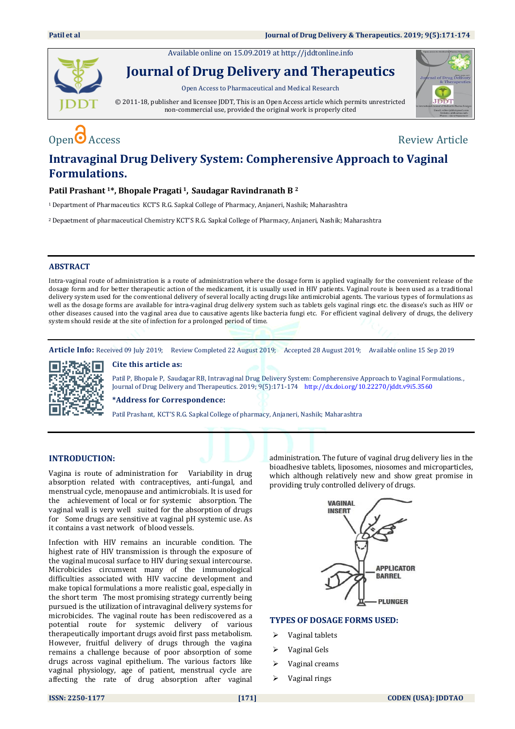Available online on 15.09.2019 at http://jddtonline.info

# Journal of Drug Delivery and Therapeutics

Open Access to Pharmaceutical and Medical Research

© 2011-18, publisher and licensee JDDT, This is an Open Access article which permits unrestricted non-commercial use, provided the original work is properly cited

Open Access Review Article

# Intravaginal Drug Delivery System: Compherensive Approach to Vaginal Formulations.

**Patil Prashant [1]*, Bhopale Pragati [1], Saudagar Ravindranath B [2]**

[1] Department of Pharmaceutics KCT'S R.G. Sapkal College of Pharmacy, Anjaneri, Nashik; Maharashtra

[2] Depaetment of pharmaceutical Chemistry KCT'S R.G. Sapkal College of Pharmacy, Anjaneri, Nashik; Maharashtra

## ABSTRACT

Intra-vaginal route of administration is a route of administration where the dosage form is applied vaginally for the convenient release of the dosage form and for better therapeutic action of the medicament, it is usually used in HIV patients. Vaginal route is been used as a traditional delivery system used for the conventional delivery of several locally acting drugs like antimicrobial agents. The various types of formulations as well as the dosage forms are available for intra-vaginal drug delivery system such as tablets gels vaginal rings etc. the disease's such as HIV or other diseases caused into the vaginal area due to causative agents like bacteria fungi etc. For efficient vaginal delivery of drugs, the delivery system should reside at the site of infection for a prolonged period of time.

**Article Info:** Received 09 July 2019; Review Completed 22 August 2019; Accepted 28 August 2019; Available online 15 Sep 2019

**Cite this article as:**

Patil P, Bhopale P, Saudagar RB, Intravaginal Drug Delivery System: Compherensive Approach to Vaginal Formulations., Journal of Drug Delivery and Therapeutics. 2019; 9(5):171-174 http://dx.doi.org/10.22270/jddt.v9i5.3560

**\*Address for Correspondence:**

Patil Prashant, KCT'S R.G. Sapkal College of pharmacy, Anjaneri, Nashik; Maharashtra

## INTRODUCTION:

Vagina is route of administration for Variability in drug absorption related with contraceptives, anti-fungal, and menstrual cycle, menopause and antimicrobials. It is used for the achievement of local or for systemic absorption. The vaginal wall is very well suited for the absorption of drugs for Some drugs are sensitive at vaginal pH systemic use. As it contains a vast network of blood vessels.

Infection with HIV remains an incurable condition. The highest rate of HIV transmission is through the exposure of the vaginal mucosal surface to HIV during sexual intercourse. Microbicides circumvent many of the immunological difficulties associated with HIV vaccine development and make topical formulations a more realistic goal, especially in the short term The most promising strategy currently being pursued is the utilization of intravaginal delivery systems for microbicides. The vaginal route has been rediscovered as a potential route for systemic delivery of various therapeutically important drugs avoid first pass metabolism. However, fruitful delivery of drugs through the vagina remains a challenge because of poor absorption of some drugs across vaginal epithelium. The various factors like vaginal physiology, age of patient, menstrual cycle are affecting the rate of drug absorption after vaginal administration. The future of vaginal drug delivery lies in the bioadhesive tablets, liposomes, niosomes and microparticles, which although relatively new and show great promise in providing truly controlled delivery of drugs.

VAGINAL INSERT

APPLICATOR BARREL

PLUNGER

## TYPES OF DOSAGE FORMS USED:

- Vaginal tablets
- Vaginal Gels
- Vaginal creams
- Vaginal rings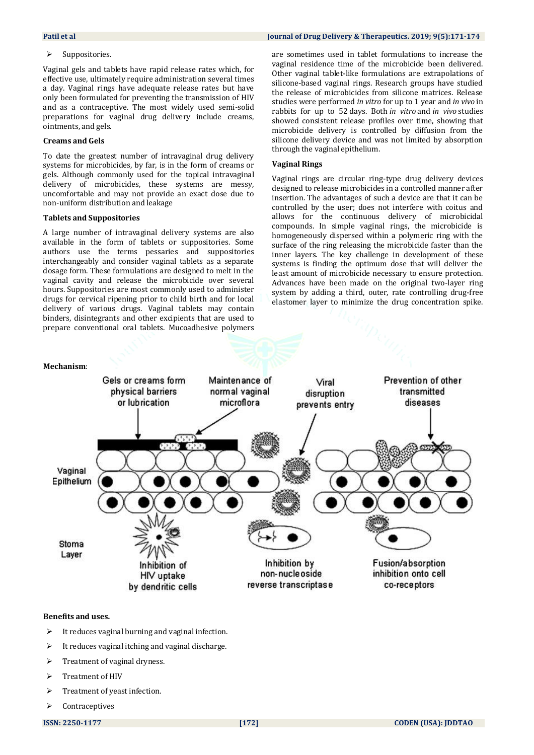- Suppositories.

Vaginal gels and tablets have rapid release rates which, for effective use, ultimately require administration several times a day. Vaginal rings have adequate release rates but have only been formulated for preventing the transmission of HIV and as a contraceptive. The most widely used semi-solid preparations for vaginal drug delivery include creams, ointments, and gels.

### Creams and Gels

To date the greatest number of intravaginal drug delivery systems for microbicides, by far, is in the form of creams or gels. Although commonly used for the topical intravaginal delivery of microbicides, these systems are messy, uncomfortable and may not provide an exact dose due to non-uniform distribution and leakage

### Tablets and Suppositories

A large number of intravaginal delivery systems are also available in the form of tablets or suppositories. Some authors use the terms pessaries and suppositories interchangeably and consider vaginal tablets as a separate dosage form. These formulations are designed to melt in the vaginal cavity and release the microbicide over several hours. Suppositories are most commonly used to administer drugs for cervical ripening prior to child birth and for local delivery of various drugs. Vaginal tablets may contain binders, disintegrants and other excipients that are used to prepare conventional oral tablets. Mucoadhesive polymers are sometimes used in tablet formulations to increase the vaginal residence time of the microbicide been delivered. Other vaginal tablet-like formulations are extrapolations of silicone-based vaginal rings. Research groups have studied the release of microbicides from silicone matrices. Release studies were performed *in vitro* for up to 1 year and *in vivo* in rabbits for up to 52 days. Both *in vitro* and *in vivo* studies showed consistent release profiles over time, showing that microbicide delivery is controlled by diffusion from the silicone delivery device and was not limited by absorption through the vaginal epithelium.

### Vaginal Rings

Vaginal rings are circular ring-type drug delivery devices designed to release microbicides in a controlled manner after insertion. The advantages of such a device are that it can be controlled by the user; does not interfere with coitus and allows for the continuous delivery of microbicidal compounds. In simple vaginal rings, the microbicide is homogeneously dispersed within a polymeric ring with the surface of the ring releasing the microbicide faster than the inner layers. The key challenge in development of these systems is finding the optimum dose that will deliver the least amount of microbicide necessary to ensure protection. Advances have been made on the original two-layer ring system by adding a third, outer, rate controlling drug-free elastomer layer to minimize the drug concentration spike.

**Mechanism**:

Gels or creams form physical barriers or lubrication | Maintenance of normal vaginal microflora | Viral disruption prevents entry | Prevention of other transmitted diseases | Vaginal Epithelium | Stoma Layer | Inhibition of HIV uptake by dendritic cells | Inhibition by non-nucleoside reverse transcriptase | Fusion/absorption inhibition onto cell co-receptors

**Benefits and uses.**

- It reduces vaginal burning and vaginal infection.
- It reduces vaginal itching and vaginal discharge.
- Treatment of vaginal dryness.
- Treatment of HIV
- Treatment of yeast infection.
- Contraceptives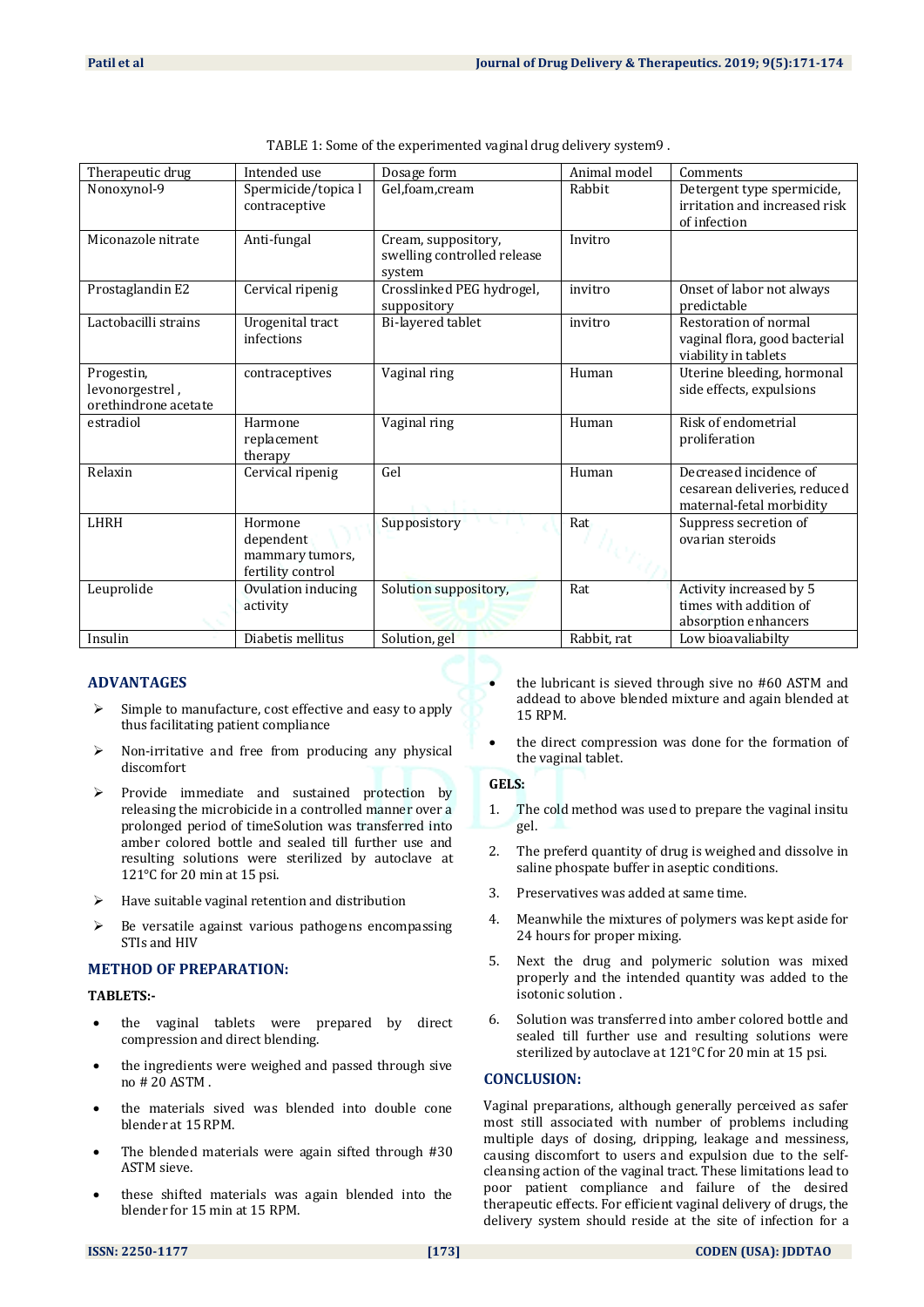TABLE 1: Some of the experimented vaginal drug delivery system9 .

| Therapeutic drug | Intended use | Dosage form | Animal model | Comments |
|---|---|---|---|---|
| Nonoxynol-9 | Spermicide/topica l contraceptive | Gel,foam,cream | Rabbit | Detergent type spermicide, irritation and increased risk of infection |
| Miconazole nitrate | Anti-fungal | Cream, suppository, swelling controlled release system | Invitro | |
| Prostaglandin E2 | Cervical ripenig | Crosslinked PEG hydrogel, suppository | invitro | Onset of labor not always predictable |
| Lactobacilli strains | Urogenital tract infections | Bi-layered tablet | invitro | Restoration of normal vaginal flora, good bacterial viability in tablets |
| Progestin, levonorgestrel , orethindrone acetate | contraceptives | Vaginal ring | Human | Uterine bleeding, hormonal side effects, expulsions |
| estradiol | Harmone replacement therapy | Vaginal ring | Human | Risk of endometrial proliferation |
| Relaxin | Cervical ripenig | Gel | Human | Decreased incidence of cesarean deliveries, reduced maternal-fetal morbidity |
| LHRH | Hormone dependent mammary tumors, fertility control | Suppository | Rat | Suppress secretion of ovarian steroids |
| Leuprolide | Ovulation inducing activity | Solution suppository, | Rat | Activity increased by 5 times with addition of absorption enhancers |
| Insulin | Diabetis mellitus | Solution, gel | Rabbit, rat | Low bioavaliabilty |

## ADVANTAGES

- Simple to manufacture, cost effective and easy to apply thus facilitating patient compliance
- Non-irritative and free from producing any physical discomfort
- Provide immediate and sustained protection by releasing the microbicide in a controlled manner over a prolonged period of timeSolution was transferred into amber colored bottle and sealed till further use and resulting solutions were sterilized by autoclave at 121°C for 20 min at 15 psi.
- Have suitable vaginal retention and distribution
- Be versatile against various pathogens encompassing STIs and HIV

## METHOD OF PREPARATION:

### TABLETS:-

- the vaginal tablets were prepared by direct compression and direct blending.
- the ingredients were weighed and passed through sive no # 20 ASTM .
- the materials sived was blended into double cone blender at 15 RPM.
- The blended materials were again sifted through #30 ASTM sieve.
- these shifted materials was again blended into the blender for 15 min at 15 RPM.
- the lubricant is sieved through sive no #60 ASTM and addead to above blended mixture and again blended at 15 RPM.
- the direct compression was done for the formation of the vaginal tablet.

### GELS:

1. The cold method was used to prepare the vaginal insitu gel.
2. The preferd quantity of drug is weighed and dissolve in saline phospate buffer in aseptic conditions.
3. Preservatives was added at same time.
4. Meanwhile the mixtures of polymers was kept aside for 24 hours for proper mixing.
5. Next the drug and polymeric solution was mixed properly and the intended quantity was added to the isotonic solution .
6. Solution was transferred into amber colored bottle and sealed till further use and resulting solutions were sterilized by autoclave at 121°C for 20 min at 15 psi.

## CONCLUSION:

Vaginal preparations, although generally perceived as safer most still associated with number of problems including multiple days of dosing, dripping, leakage and messiness, causing discomfort to users and expulsion due to the self-cleansing action of the vaginal tract. These limitations lead to poor patient compliance and failure of the desired therapeutic effects. For efficient vaginal delivery of drugs, the delivery system should reside at the site of infection for a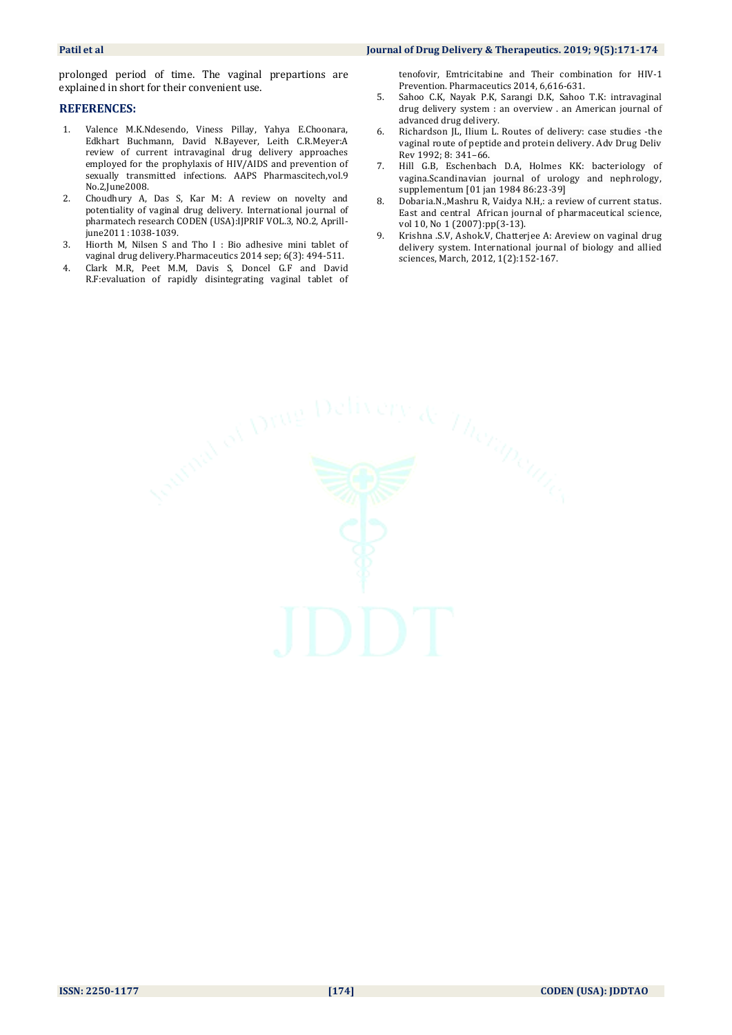prolonged period of time. The vaginal prepartions are explained in short for their convenient use.

## REFERENCES:

1. Valence M.K.Ndesendo, Viness Pillay, Yahya E.Choonara, Edkhart Buchmann, David N.Bayever, Leith C.R.Meyer:A review of current intravaginal drug delivery approaches employed for the prophylaxis of HIV/AIDS and prevention of sexually transmitted infections. AAPS Pharmascitech,vol.9 No.2,June2008.
2. Choudhury A, Das S, Kar M: A review on novelty and potentiality of vaginal drug delivery. International journal of pharmatech research CODEN (USA):IJPRIF VOL.3, NO.2, Aprill-june2011 :1038-1039.
3. Hiorth M, Nilsen S and Tho I : Bio adhesive mini tablet of vaginal drug delivery.Pharmaceutics 2014 sep; 6(3): 494-511.
4. Clark M.R, Peet M.M, Davis S, Doncel G.F and David R.F:evaluation of rapidly disintegrating vaginal tablet of tenofovir, Emtricitabine and Their combination for HIV-1 Prevention. Pharmaceutics 2014, 6,616-631.
5. Sahoo C.K, Nayak P.K, Sarangi D.K, Sahoo T.K: intravaginal drug delivery system : an overview . an American journal of advanced drug delivery.
6. Richardson JL, Ilium L. Routes of delivery: case studies -the vaginal route of peptide and protein delivery. Adv Drug Deliv Rev 1992; 8: 341–66.
7. Hill G.B, Eschenbach D.A, Holmes KK: bacteriology of vagina.Scandinavian journal of urology and nephrology, supplementum [01 jan 1984 86:23-39]
8. Dobaria.N.,Mashru R, Vaidya N.H,: a review of current status. East and central African journal of pharmaceutical science, vol 10, No 1 (2007):pp(3-13).
9. Krishna .S.V, Ashok.V, Chatterjee A: Areview on vaginal drug delivery system. International journal of biology and allied sciences, March, 2012, 1(2):152-167.